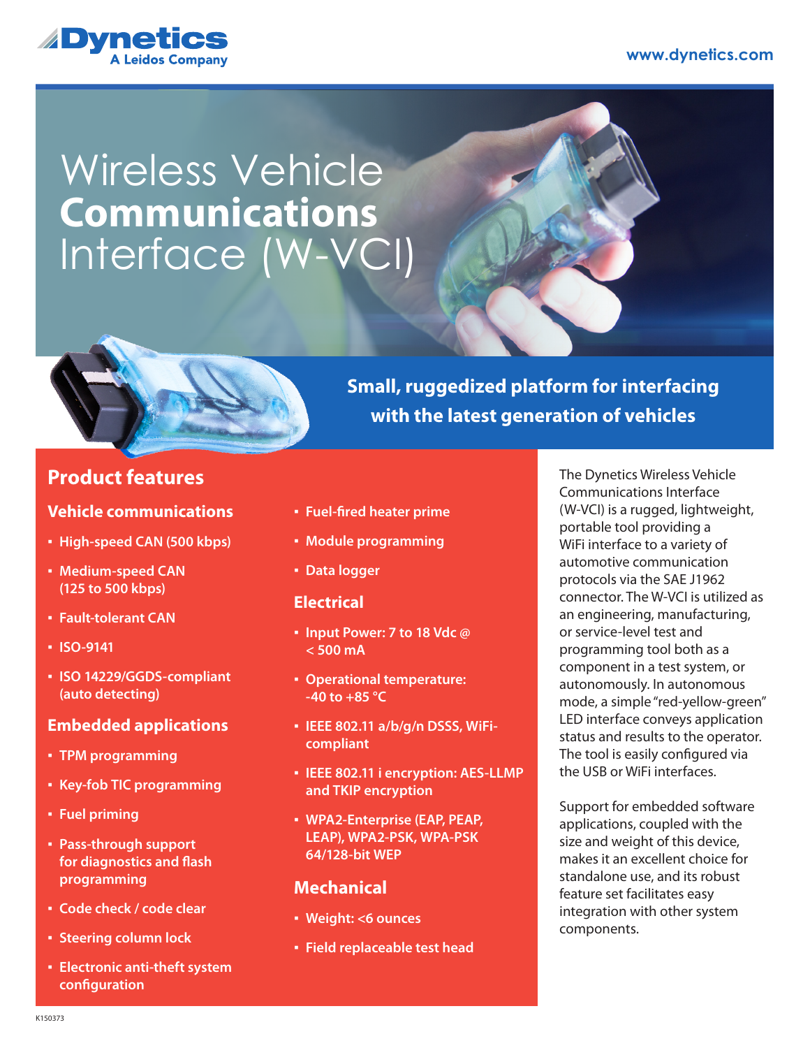Dynetics
A Leidos Company

www.dynetics.com

# Wireless Vehicle **Communications** Interface (W-VCI)

**Small, ruggedized platform for interfacing with the latest generation of vehicles**

## Product features

### Vehicle communications

- High-speed CAN (500 kbps)
- Medium-speed CAN (125 to 500 kbps)
- Fault-tolerant CAN
- ISO-9141
- ISO 14229/GGDS-compliant (auto detecting)

### Embedded applications

- TPM programming
- Key-fob TIC programming
- Fuel priming
- Pass-through support for diagnostics and flash programming
- Code check / code clear
- Steering column lock
- Electronic anti-theft system configuration
- Fuel-fired heater prime
- Module programming
- Data logger

### Electrical

- Input Power: 7 to 18 Vdc @ < 500 mA
- Operational temperature: -40 to +85 °C
- IEEE 802.11 a/b/g/n DSSS, WiFi-compliant
- IEEE 802.11 i encryption: AES-LLMP and TKIP encryption
- WPA2-Enterprise (EAP, PEAP, LEAP), WPA2-PSK, WPA-PSK 64/128-bit WEP

### Mechanical

- Weight: <6 ounces
- Field replaceable test head

The Dynetics Wireless Vehicle Communications Interface (W-VCI) is a rugged, lightweight, portable tool providing a WiFi interface to a variety of automotive communication protocols via the SAE J1962 connector. The W-VCI is utilized as an engineering, manufacturing, or service-level test and programming tool both as a component in a test system, or autonomously. In autonomous mode, a simple "red-yellow-green" LED interface conveys application status and results to the operator. The tool is easily configured via the USB or WiFi interfaces.

Support for embedded software applications, coupled with the size and weight of this device, makes it an excellent choice for standalone use, and its robust feature set facilitates easy integration with other system components.

K150373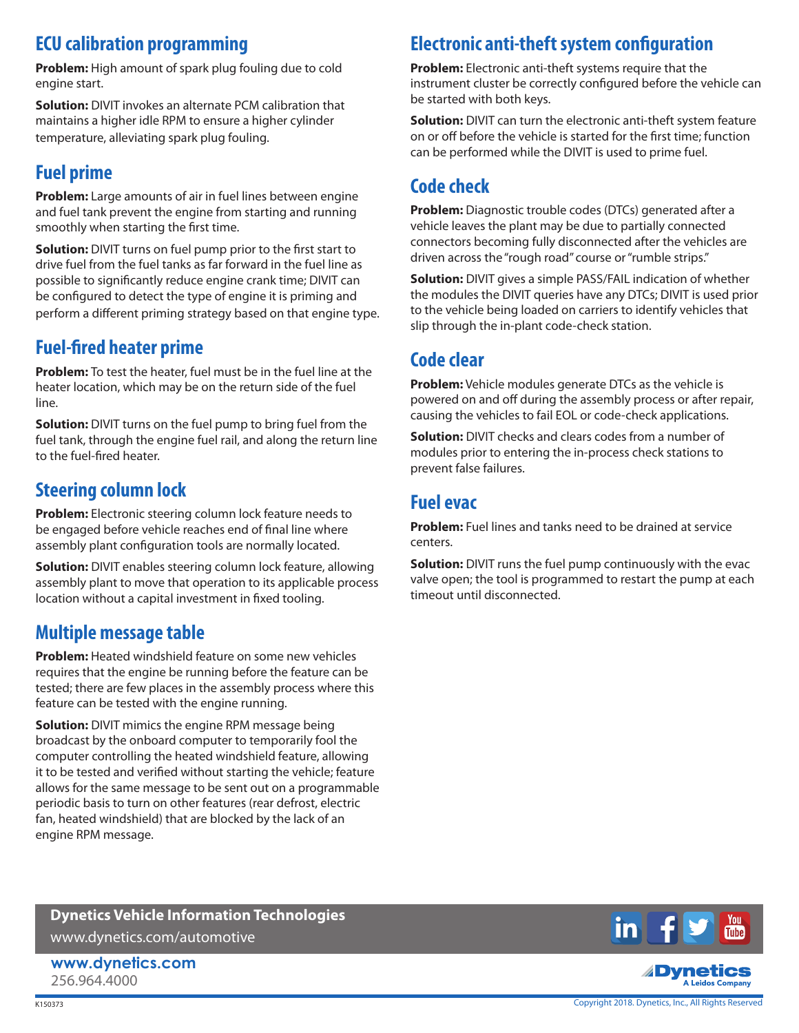## ECU calibration programming

**Problem:** High amount of spark plug fouling due to cold engine start.

**Solution:** DIVIT invokes an alternate PCM calibration that maintains a higher idle RPM to ensure a higher cylinder temperature, alleviating spark plug fouling.

## Fuel prime

**Problem:** Large amounts of air in fuel lines between engine and fuel tank prevent the engine from starting and running smoothly when starting the first time.

**Solution:** DIVIT turns on fuel pump prior to the first start to drive fuel from the fuel tanks as far forward in the fuel line as possible to significantly reduce engine crank time; DIVIT can be configured to detect the type of engine it is priming and perform a different priming strategy based on that engine type.

## Fuel-fired heater prime

**Problem:** To test the heater, fuel must be in the fuel line at the heater location, which may be on the return side of the fuel line.

**Solution:** DIVIT turns on the fuel pump to bring fuel from the fuel tank, through the engine fuel rail, and along the return line to the fuel-fired heater.

## Steering column lock

**Problem:** Electronic steering column lock feature needs to be engaged before vehicle reaches end of final line where assembly plant configuration tools are normally located.

**Solution:** DIVIT enables steering column lock feature, allowing assembly plant to move that operation to its applicable process location without a capital investment in fixed tooling.

## Multiple message table

**Problem:** Heated windshield feature on some new vehicles requires that the engine be running before the feature can be tested; there are few places in the assembly process where this feature can be tested with the engine running.

**Solution:** DIVIT mimics the engine RPM message being broadcast by the onboard computer to temporarily fool the computer controlling the heated windshield feature, allowing it to be tested and verified without starting the vehicle; feature allows for the same message to be sent out on a programmable periodic basis to turn on other features (rear defrost, electric fan, heated windshield) that are blocked by the lack of an engine RPM message.

## Electronic anti-theft system configuration

**Problem:** Electronic anti-theft systems require that the instrument cluster be correctly configured before the vehicle can be started with both keys.

**Solution:** DIVIT can turn the electronic anti-theft system feature on or off before the vehicle is started for the first time; function can be performed while the DIVIT is used to prime fuel.

## Code check

**Problem:** Diagnostic trouble codes (DTCs) generated after a vehicle leaves the plant may be due to partially connected connectors becoming fully disconnected after the vehicles are driven across the "rough road" course or "rumble strips."

**Solution:** DIVIT gives a simple PASS/FAIL indication of whether the modules the DIVIT queries have any DTCs; DIVIT is used prior to the vehicle being loaded on carriers to identify vehicles that slip through the in-plant code-check station.

## Code clear

**Problem:** Vehicle modules generate DTCs as the vehicle is powered on and off during the assembly process or after repair, causing the vehicles to fail EOL or code-check applications.

**Solution:** DIVIT checks and clears codes from a number of modules prior to entering the in-process check stations to prevent false failures.

## Fuel evac

**Problem:** Fuel lines and tanks need to be drained at service centers.

**Solution:** DIVIT runs the fuel pump continuously with the evac valve open; the tool is programmed to restart the pump at each timeout until disconnected.

**Dynetics Vehicle Information Technologies**
www.dynetics.com/automotive

**www.dynetics.com**
256.964.4000

Dynetics
A Leidos Company

K150373

Copyright 2018. Dynetics, Inc., All Rights Reserved